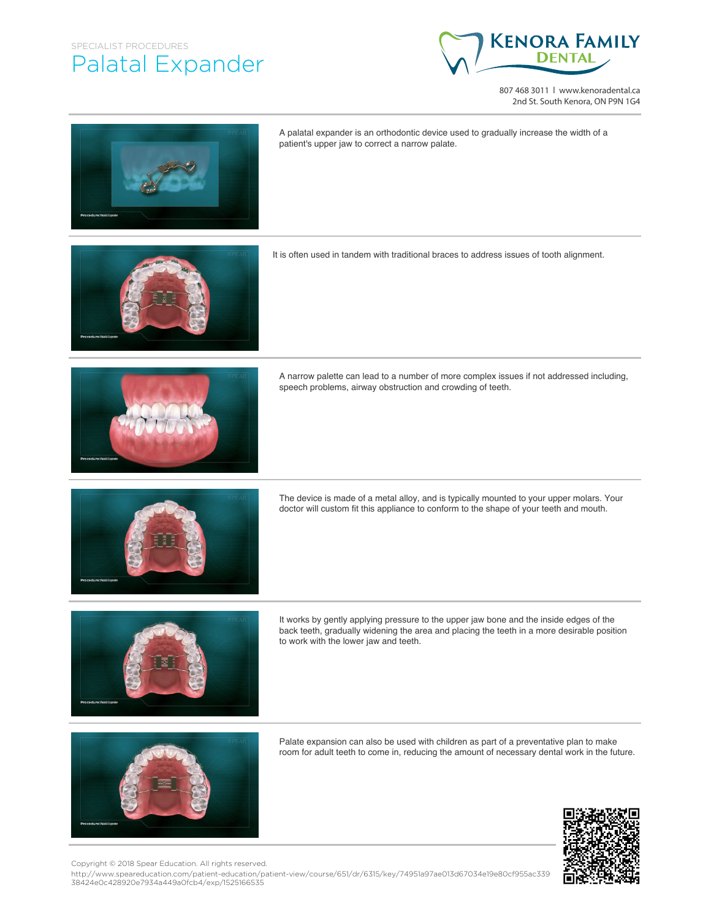SPECIALIST PROCEDURES

# Palatal Expander

KENORA FAMILY DENTAL

807 468 3011 l www.kenoradental.ca
2nd St. South Kenora, ON P9N 1G4

A palatal expander is an orthodontic device used to gradually increase the width of a patient's upper jaw to correct a narrow palate.

It is often used in tandem with traditional braces to address issues of tooth alignment.

A narrow palette can lead to a number of more complex issues if not addressed including, speech problems, airway obstruction and crowding of teeth.

The device is made of a metal alloy, and is typically mounted to your upper molars. Your doctor will custom fit this appliance to conform to the shape of your teeth and mouth.

It works by gently applying pressure to the upper jaw bone and the inside edges of the back teeth, gradually widening the area and placing the teeth in a more desirable position to work with the lower jaw and teeth.

Palate expansion can also be used with children as part of a preventative plan to make room for adult teeth to come in, reducing the amount of necessary dental work in the future.

Copyright © 2018 Spear Education. All rights reserved.
http://www.speareducation.com/patient-education/patient-view/course/651/dr/6315/key/74951a97ae013d67034e19e80cf955ac33938424e0c428920e7934a449a0fcb4/exp/1525166535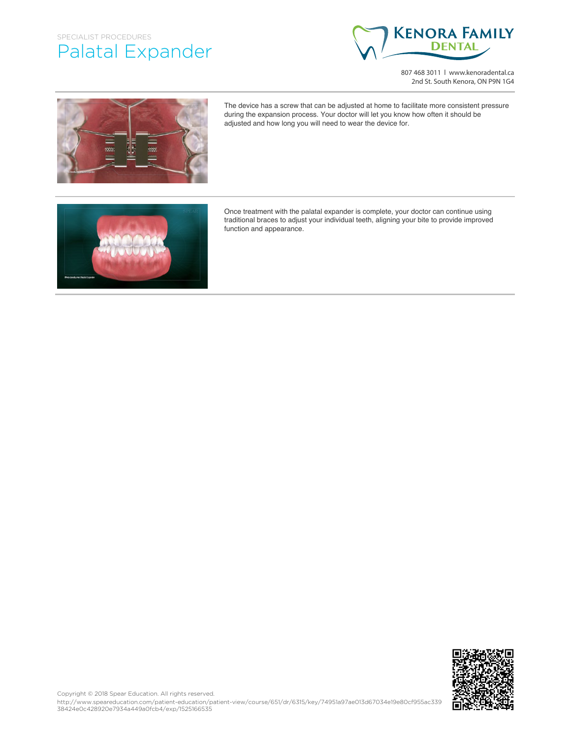SPECIALIST PROCEDURES

# Palatal Expander

807 468 3011 | www.kenoradental.ca
2nd St. South Kenora, ON P9N 1G4

The device has a screw that can be adjusted at home to facilitate more consistent pressure during the expansion process. Your doctor will let you know how often it should be adjusted and how long you will need to wear the device for.

Once treatment with the palatal expander is complete, your doctor can continue using traditional braces to adjust your individual teeth, aligning your bite to provide improved function and appearance.

Copyright © 2018 Spear Education. All rights reserved.
http://www.speareducation.com/patient-education/patient-view/course/651/dr/6315/key/74951a97ae013d67034e19e80cf955ac33938424e0c428920e7934a449a0fcb4/exp/1525166535